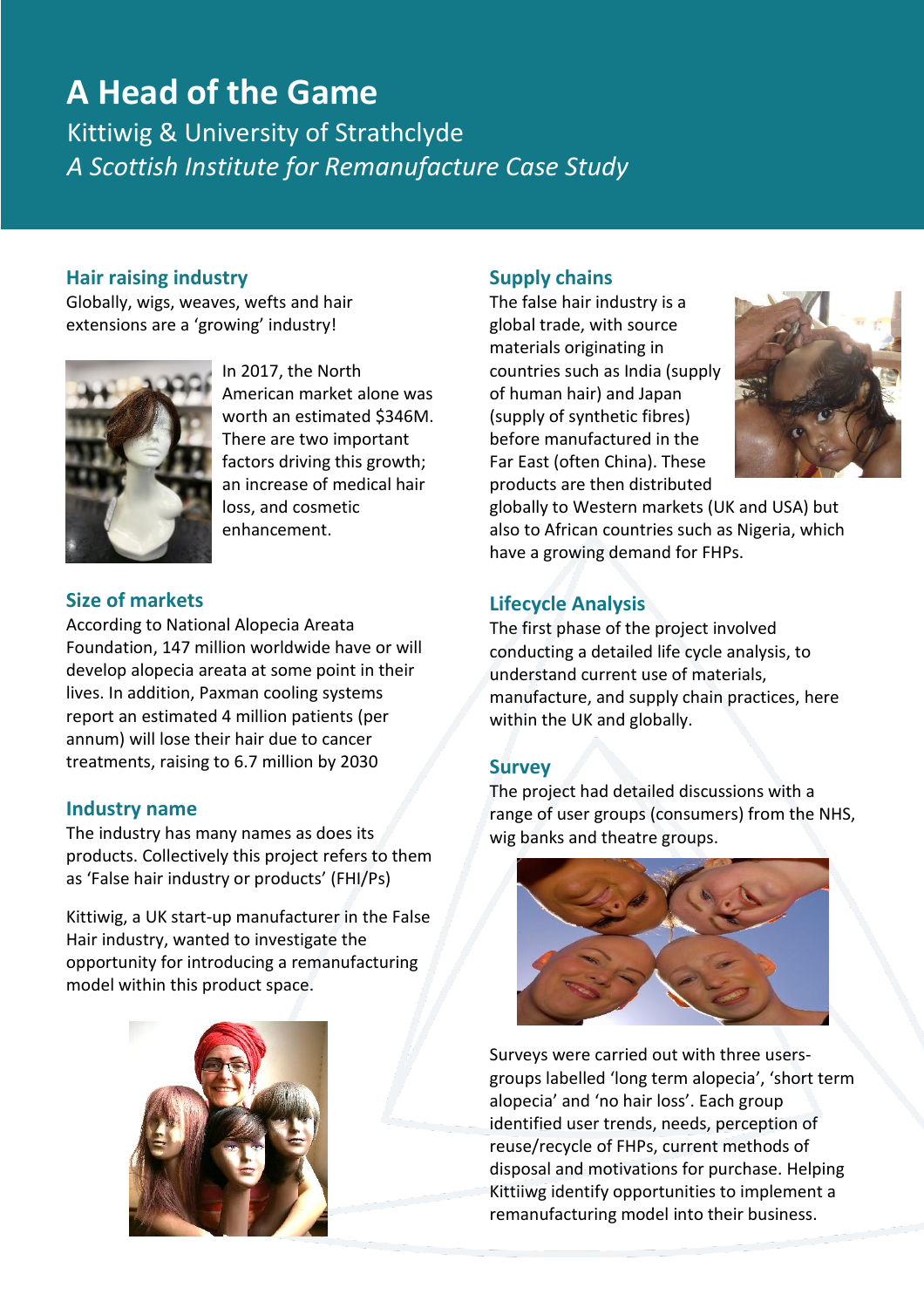# A Head of the Game

Kittiwig & University of Strathclyde

*A Scottish Institute for Remanufacture Case Study*

## Hair raising industry

Globally, wigs, weaves, wefts and hair extensions are a 'growing' industry!

In 2017, the North American market alone was worth an estimated $346M. There are two important factors driving this growth; an increase of medical hair loss, and cosmetic enhancement.

## Size of markets

According to National Alopecia Areata Foundation, 147 million worldwide have or will develop alopecia areata at some point in their lives. In addition, Paxman cooling systems report an estimated 4 million patients (per annum) will lose their hair due to cancer treatments, raising to 6.7 million by 2030

## Industry name

The industry has many names as does its products. Collectively this project refers to them as 'False hair industry or products' (FHI/Ps)

Kittiwig, a UK start-up manufacturer in the False Hair industry, wanted to investigate the opportunity for introducing a remanufacturing model within this product space.

## Supply chains

The false hair industry is a global trade, with source materials originating in countries such as India (supply of human hair) and Japan (supply of synthetic fibres) before manufactured in the Far East (often China). These products are then distributed globally to Western markets (UK and USA) but also to African countries such as Nigeria, which have a growing demand for FHPs.

## Lifecycle Analysis

The first phase of the project involved conducting a detailed life cycle analysis, to understand current use of materials, manufacture, and supply chain practices, here within the UK and globally.

## Survey

The project had detailed discussions with a range of user groups (consumers) from the NHS, wig banks and theatre groups.

Surveys were carried out with three users-groups labelled 'long term alopecia', 'short term alopecia' and 'no hair loss'. Each group identified user trends, needs, perception of reuse/recycle of FHPs, current methods of disposal and motivations for purchase. Helping Kittiiwg identify opportunities to implement a remanufacturing model into their business.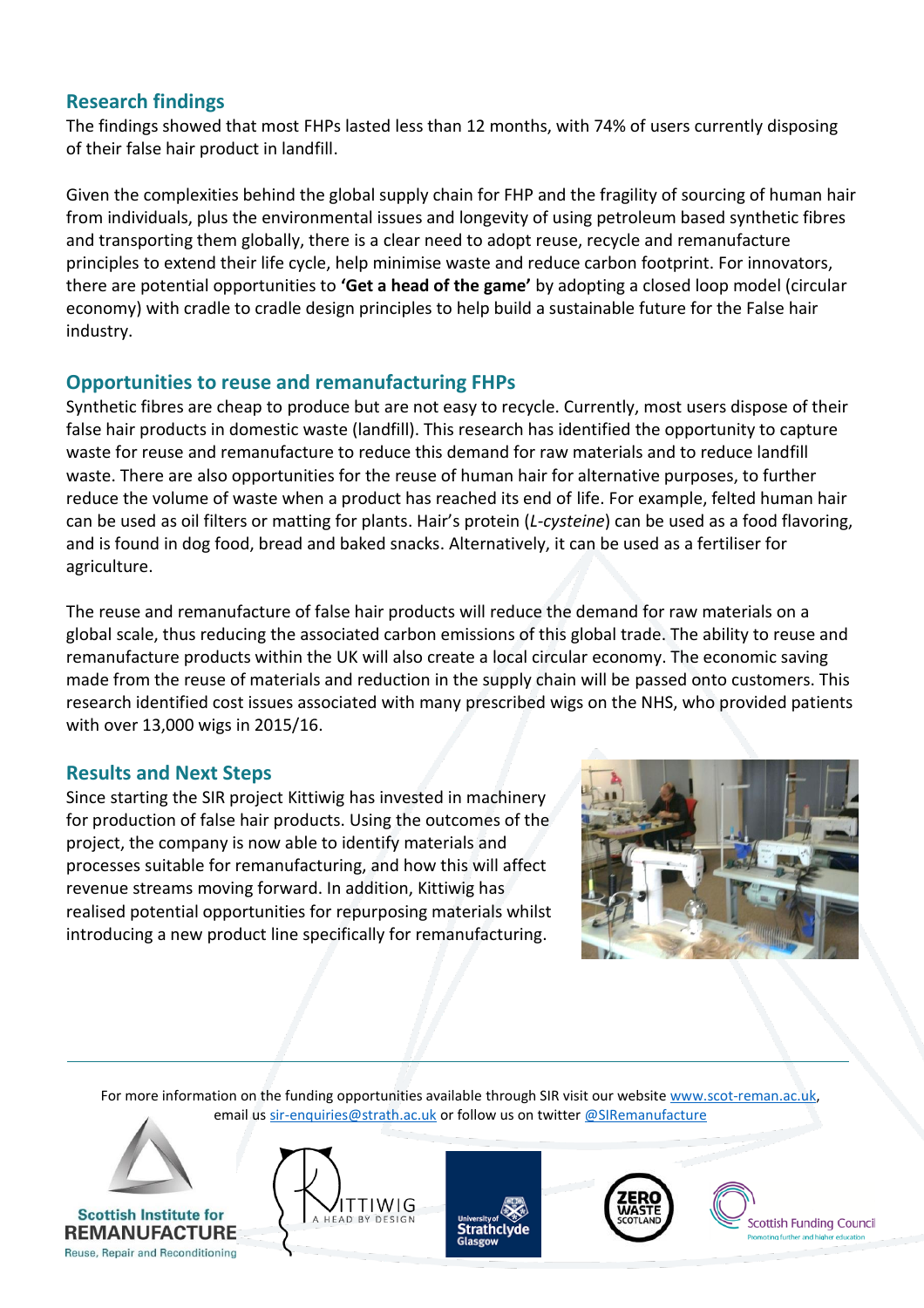## Research findings

The findings showed that most FHPs lasted less than 12 months, with 74% of users currently disposing of their false hair product in landfill.

Given the complexities behind the global supply chain for FHP and the fragility of sourcing of human hair from individuals, plus the environmental issues and longevity of using petroleum based synthetic fibres and transporting them globally, there is a clear need to adopt reuse, recycle and remanufacture principles to extend their life cycle, help minimise waste and reduce carbon footprint. For innovators, there are potential opportunities to **'Get a head of the game'** by adopting a closed loop model (circular economy) with cradle to cradle design principles to help build a sustainable future for the False hair industry.

## Opportunities to reuse and remanufacturing FHPs

Synthetic fibres are cheap to produce but are not easy to recycle. Currently, most users dispose of their false hair products in domestic waste (landfill). This research has identified the opportunity to capture waste for reuse and remanufacture to reduce this demand for raw materials and to reduce landfill waste. There are also opportunities for the reuse of human hair for alternative purposes, to further reduce the volume of waste when a product has reached its end of life. For example, felted human hair can be used as oil filters or matting for plants. Hair's protein (*L-cysteine*) can be used as a food flavoring, and is found in dog food, bread and baked snacks. Alternatively, it can be used as a fertiliser for agriculture.

The reuse and remanufacture of false hair products will reduce the demand for raw materials on a global scale, thus reducing the associated carbon emissions of this global trade. The ability to reuse and remanufacture products within the UK will also create a local circular economy. The economic saving made from the reuse of materials and reduction in the supply chain will be passed onto customers. This research identified cost issues associated with many prescribed wigs on the NHS, who provided patients with over 13,000 wigs in 2015/16.

## Results and Next Steps

Since starting the SIR project Kittiwig has invested in machinery for production of false hair products. Using the outcomes of the project, the company is now able to identify materials and processes suitable for remanufacturing, and how this will affect revenue streams moving forward. In addition, Kittiwig has realised potential opportunities for repurposing materials whilst introducing a new product line specifically for remanufacturing.

For more information on the funding opportunities available through SIR visit our website www.scot-reman.ac.uk, email us sir-enquiries@strath.ac.uk or follow us on twitter @SIRemanufacture

Scottish Institute for REMANUFACTURE
Reuse, Repair and Reconditioning

KITTIWIG A HEAD BY DESIGN

University of Strathclyde Glasgow

ZERO WASTE SCOTLAND

Scottish Funding Council
Promoting further and higher education